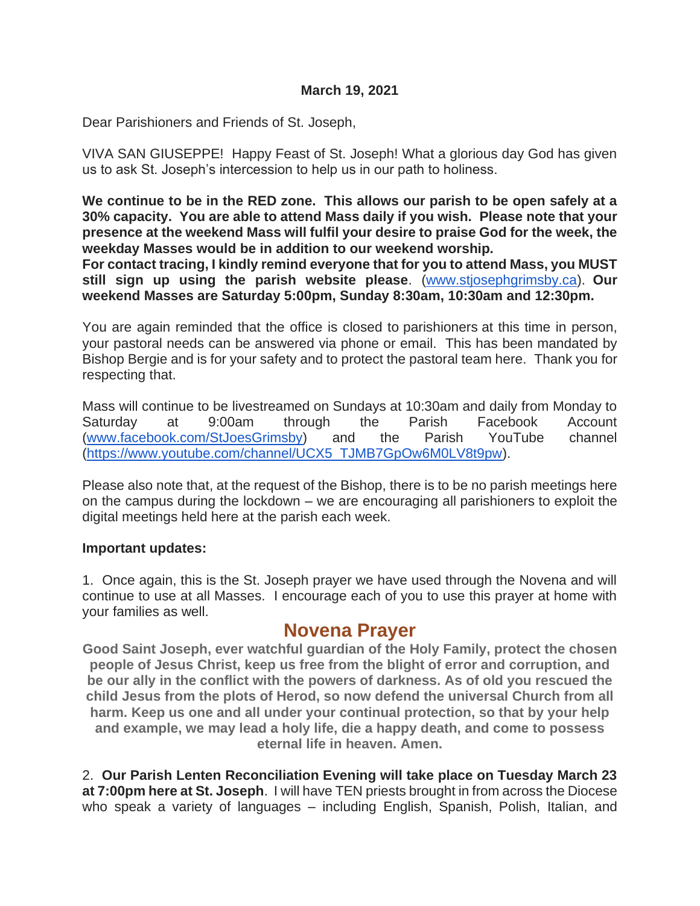**March 19, 2021**

Dear Parishioners and Friends of St. Joseph,

VIVA SAN GIUSEPPE! Happy Feast of St. Joseph! What a glorious day God has given us to ask St. Joseph's intercession to help us in our path to holiness.

**We continue to be in the RED zone. This allows our parish to be open safely at a 30% capacity. You are able to attend Mass daily if you wish. Please note that your presence at the weekend Mass will fulfil your desire to praise God for the week, the weekday Masses would be in addition to our weekend worship.**
**For contact tracing, I kindly remind everyone that for you to attend Mass, you MUST still sign up using the parish website please**. ([www.stjosephgrimsby.ca](http://www.stjosephgrimsby.ca)). **Our weekend Masses are Saturday 5:00pm, Sunday 8:30am, 10:30am and 12:30pm.**

You are again reminded that the office is closed to parishioners at this time in person, your pastoral needs can be answered via phone or email. This has been mandated by Bishop Bergie and is for your safety and to protect the pastoral team here. Thank you for respecting that.

Mass will continue to be livestreamed on Sundays at 10:30am and daily from Monday to Saturday at 9:00am through the Parish Facebook Account ([www.facebook.com/StJoesGrimsby](http://www.facebook.com/StJoesGrimsby)) and the Parish YouTube channel ([https://www.youtube.com/channel/UCX5_TJMB7GpOw6M0LV8t9pw](https://www.youtube.com/channel/UCX5_TJMB7GpOw6M0LV8t9pw)).

Please also note that, at the request of the Bishop, there is to be no parish meetings here on the campus during the lockdown – we are encouraging all parishioners to exploit the digital meetings held here at the parish each week.

**Important updates:**

1. Once again, this is the St. Joseph prayer we have used through the Novena and will continue to use at all Masses. I encourage each of you to use this prayer at home with your families as well.

## Novena Prayer

**Good Saint Joseph, ever watchful guardian of the Holy Family, protect the chosen people of Jesus Christ, keep us free from the blight of error and corruption, and be our ally in the conflict with the powers of darkness. As of old you rescued the child Jesus from the plots of Herod, so now defend the universal Church from all harm. Keep us one and all under your continual protection, so that by your help and example, we may lead a holy life, die a happy death, and come to possess eternal life in heaven. Amen.**

2. **Our Parish Lenten Reconciliation Evening will take place on Tuesday March 23 at 7:00pm here at St. Joseph**. I will have TEN priests brought in from across the Diocese who speak a variety of languages – including English, Spanish, Polish, Italian, and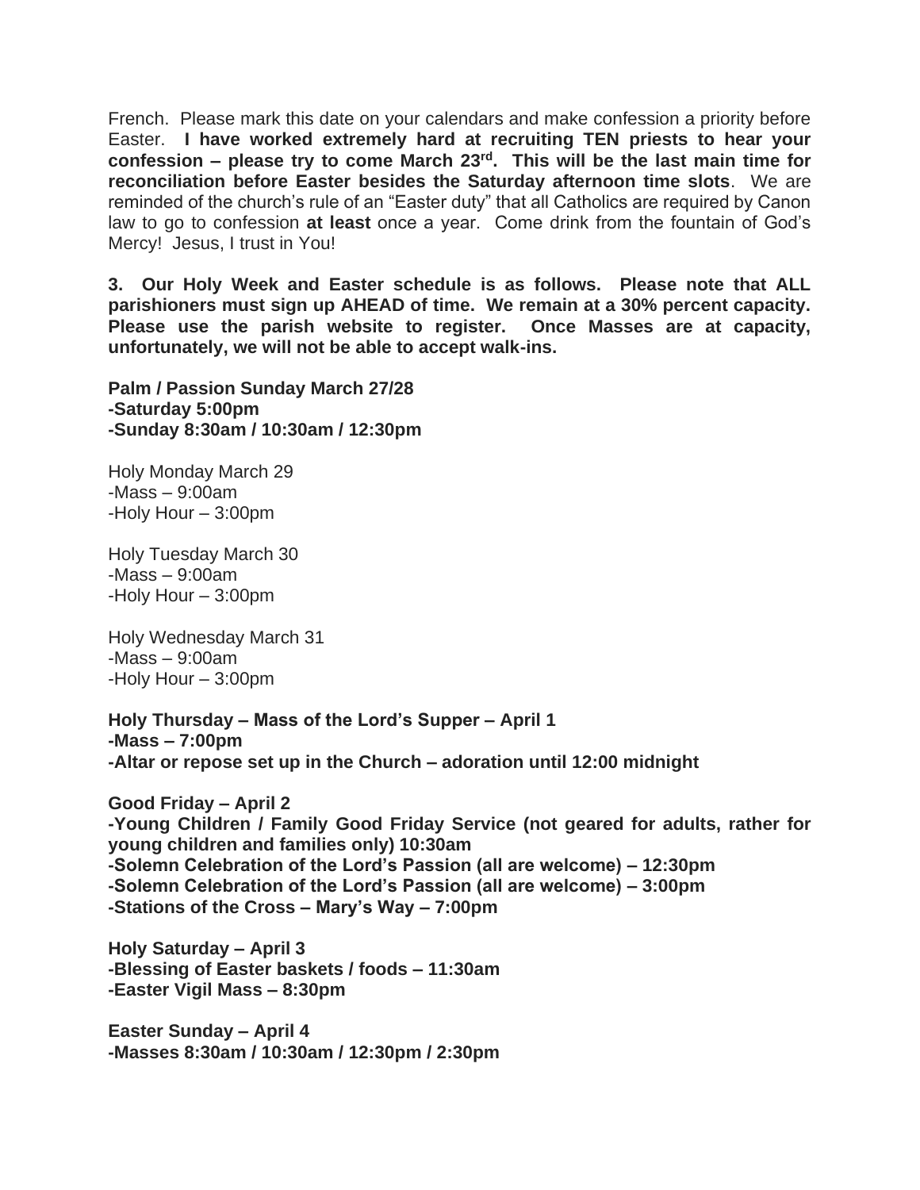French. Please mark this date on your calendars and make confession a priority before Easter. **I have worked extremely hard at recruiting TEN priests to hear your confession – please try to come March 23rd. This will be the last main time for reconciliation before Easter besides the Saturday afternoon time slots**. We are reminded of the church's rule of an "Easter duty" that all Catholics are required by Canon law to go to confession **at least** once a year. Come drink from the fountain of God's Mercy! Jesus, I trust in You!

**3. Our Holy Week and Easter schedule is as follows. Please note that ALL parishioners must sign up AHEAD of time. We remain at a 30% percent capacity. Please use the parish website to register. Once Masses are at capacity, unfortunately, we will not be able to accept walk-ins.**

**Palm / Passion Sunday March 27/28**
**-Saturday 5:00pm**
**-Sunday 8:30am / 10:30am / 12:30pm**

Holy Monday March 29
-Mass – 9:00am
-Holy Hour – 3:00pm

Holy Tuesday March 30
-Mass – 9:00am
-Holy Hour – 3:00pm

Holy Wednesday March 31
-Mass – 9:00am
-Holy Hour – 3:00pm

**Holy Thursday – Mass of the Lord's Supper – April 1**
**-Mass – 7:00pm**
**-Altar or repose set up in the Church – adoration until 12:00 midnight**

**Good Friday – April 2**
**-Young Children / Family Good Friday Service (not geared for adults, rather for young children and families only) 10:30am**
**-Solemn Celebration of the Lord's Passion (all are welcome) – 12:30pm**
**-Solemn Celebration of the Lord's Passion (all are welcome) – 3:00pm**
**-Stations of the Cross – Mary's Way – 7:00pm**

**Holy Saturday – April 3**
**-Blessing of Easter baskets / foods – 11:30am**
**-Easter Vigil Mass – 8:30pm**

**Easter Sunday – April 4**
**-Masses 8:30am / 10:30am / 12:30pm / 2:30pm**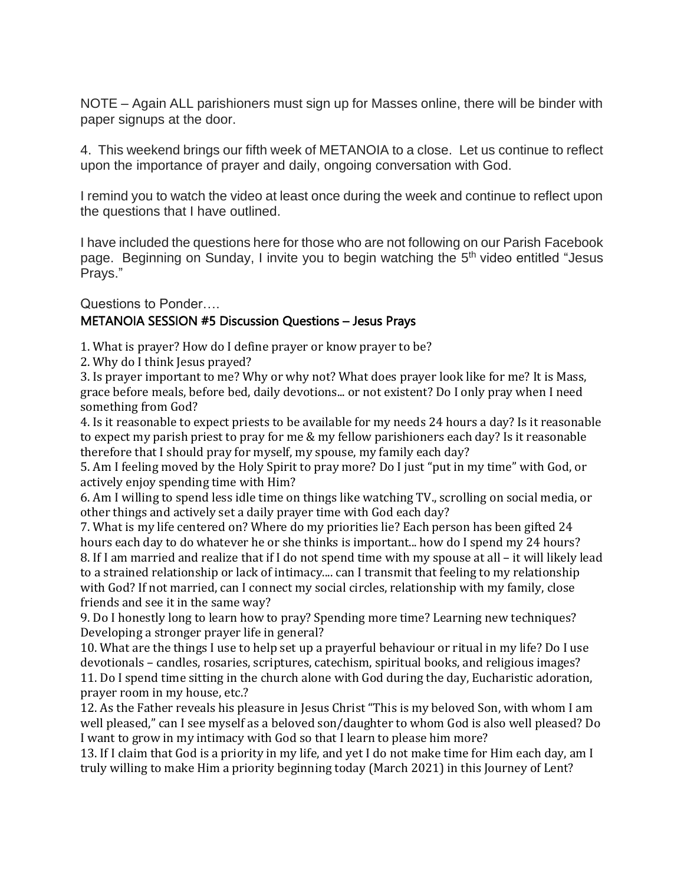NOTE – Again ALL parishioners must sign up for Masses online, there will be binder with paper signups at the door.

4. This weekend brings our fifth week of METANOIA to a close. Let us continue to reflect upon the importance of prayer and daily, ongoing conversation with God.

I remind you to watch the video at least once during the week and continue to reflect upon the questions that I have outlined.

I have included the questions here for those who are not following on our Parish Facebook page. Beginning on Sunday, I invite you to begin watching the 5th video entitled "Jesus Prays."

Questions to Ponder….

**METANOIA SESSION #5 Discussion Questions – Jesus Prays**

1. What is prayer? How do I define prayer or know prayer to be?
2. Why do I think Jesus prayed?
3. Is prayer important to me? Why or why not? What does prayer look like for me? It is Mass, grace before meals, before bed, daily devotions... or not existent? Do I only pray when I need something from God?
4. Is it reasonable to expect priests to be available for my needs 24 hours a day? Is it reasonable to expect my parish priest to pray for me & my fellow parishioners each day? Is it reasonable therefore that I should pray for myself, my spouse, my family each day?
5. Am I feeling moved by the Holy Spirit to pray more? Do I just "put in my time" with God, or actively enjoy spending time with Him?
6. Am I willing to spend less idle time on things like watching TV., scrolling on social media, or other things and actively set a daily prayer time with God each day?
7. What is my life centered on? Where do my priorities lie? Each person has been gifted 24 hours each day to do whatever he or she thinks is important... how do I spend my 24 hours?
8. If I am married and realize that if I do not spend time with my spouse at all – it will likely lead to a strained relationship or lack of intimacy.... can I transmit that feeling to my relationship with God? If not married, can I connect my social circles, relationship with my family, close friends and see it in the same way?
9. Do I honestly long to learn how to pray? Spending more time? Learning new techniques? Developing a stronger prayer life in general?
10. What are the things I use to help set up a prayerful behaviour or ritual in my life? Do I use devotionals – candles, rosaries, scriptures, catechism, spiritual books, and religious images?
11. Do I spend time sitting in the church alone with God during the day, Eucharistic adoration, prayer room in my house, etc.?
12. As the Father reveals his pleasure in Jesus Christ "This is my beloved Son, with whom I am well pleased," can I see myself as a beloved son/daughter to whom God is also well pleased? Do I want to grow in my intimacy with God so that I learn to please him more?
13. If I claim that God is a priority in my life, and yet I do not make time for Him each day, am I truly willing to make Him a priority beginning today (March 2021) in this Journey of Lent?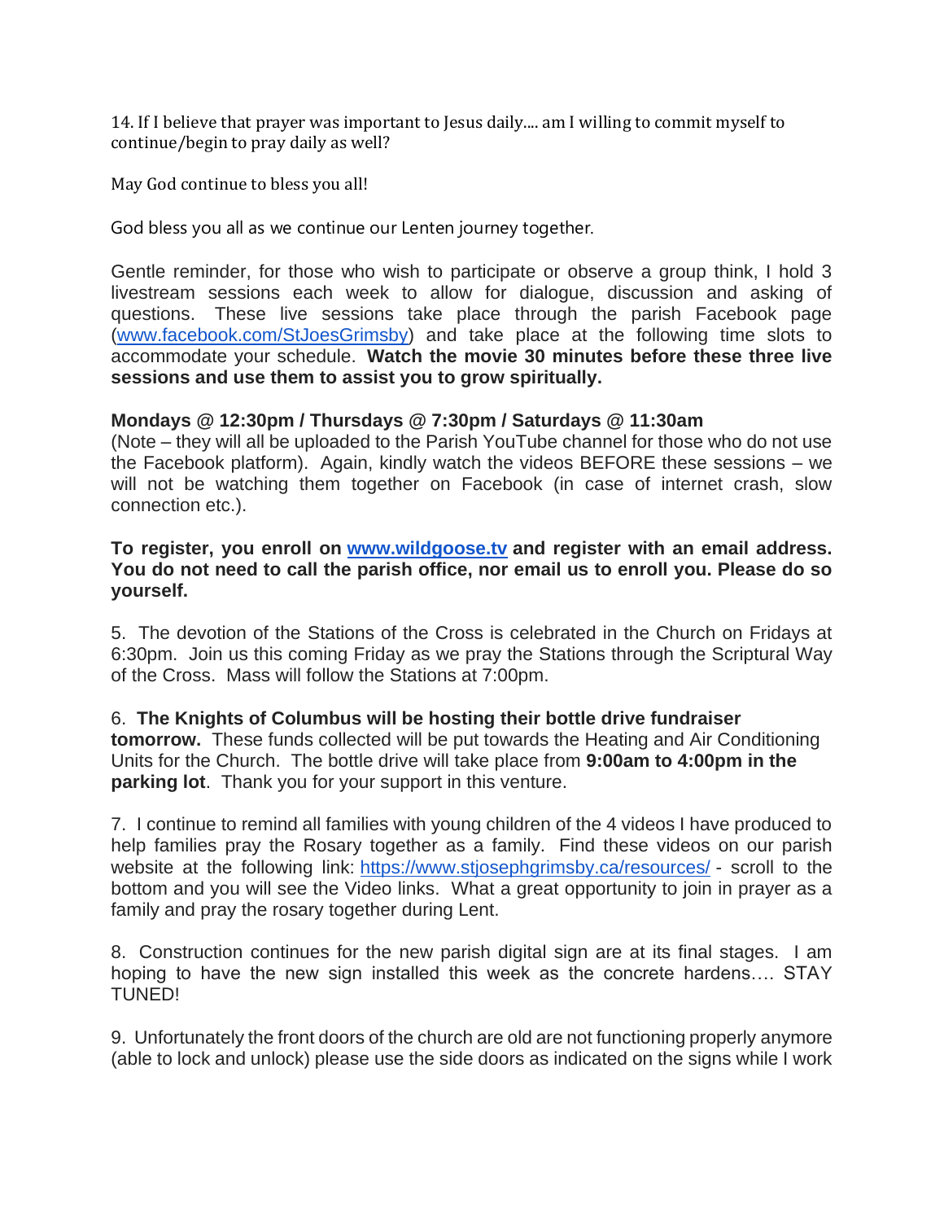14. If I believe that prayer was important to Jesus daily…. am I willing to commit myself to continue/begin to pray daily as well?

May God continue to bless you all!

God bless you all as we continue our Lenten journey together.

Gentle reminder, for those who wish to participate or observe a group think, I hold 3 livestream sessions each week to allow for dialogue, discussion and asking of questions. These live sessions take place through the parish Facebook page (www.facebook.com/StJoesGrimsby) and take place at the following time slots to accommodate your schedule. **Watch the movie 30 minutes before these three live sessions and use them to assist you to grow spiritually.**

**Mondays @ 12:30pm / Thursdays @ 7:30pm / Saturdays @ 11:30am**
(Note – they will all be uploaded to the Parish YouTube channel for those who do not use the Facebook platform). Again, kindly watch the videos BEFORE these sessions – we will not be watching them together on Facebook (in case of internet crash, slow connection etc.).

**To register, you enroll on [www.wildgoose.tv](www.wildgoose.tv) and register with an email address. You do not need to call the parish office, nor email us to enroll you. Please do so yourself.**

5. The devotion of the Stations of the Cross is celebrated in the Church on Fridays at 6:30pm. Join us this coming Friday as we pray the Stations through the Scriptural Way of the Cross. Mass will follow the Stations at 7:00pm.

6. **The Knights of Columbus will be hosting their bottle drive fundraiser tomorrow.** These funds collected will be put towards the Heating and Air Conditioning Units for the Church. The bottle drive will take place from **9:00am to 4:00pm in the parking lot**. Thank you for your support in this venture.

7. I continue to remind all families with young children of the 4 videos I have produced to help families pray the Rosary together as a family. Find these videos on our parish website at the following link: https://www.stjosephgrimsby.ca/resources/ - scroll to the bottom and you will see the Video links. What a great opportunity to join in prayer as a family and pray the rosary together during Lent.

8. Construction continues for the new parish digital sign are at its final stages. I am hoping to have the new sign installed this week as the concrete hardens…. STAY TUNED!

9. Unfortunately the front doors of the church are old are not functioning properly anymore (able to lock and unlock) please use the side doors as indicated on the signs while I work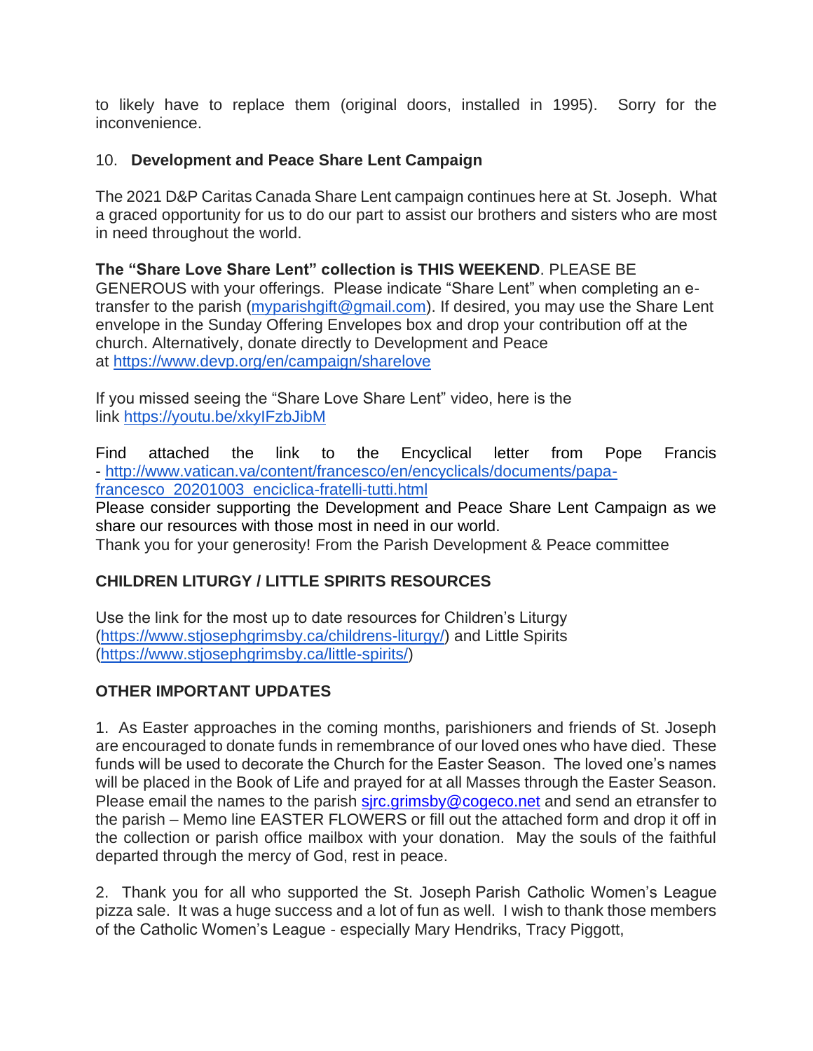to likely have to replace them (original doors, installed in 1995). Sorry for the inconvenience.

10. **Development and Peace Share Lent Campaign**

The 2021 D&P Caritas Canada Share Lent campaign continues here at St. Joseph. What a graced opportunity for us to do our part to assist our brothers and sisters who are most in need throughout the world.

**The "Share Love Share Lent" collection is THIS WEEKEND**. PLEASE BE GENEROUS with your offerings. Please indicate "Share Lent" when completing an e-transfer to the parish (myparishgift@gmail.com). If desired, you may use the Share Lent envelope in the Sunday Offering Envelopes box and drop your contribution off at the church. Alternatively, donate directly to Development and Peace at https://www.devp.org/en/campaign/sharelove

If you missed seeing the "Share Love Share Lent" video, here is the link https://youtu.be/xkyIFzbJibM

Find attached the link to the Encyclical letter from Pope Francis - http://www.vatican.va/content/francesco/en/encyclicals/documents/papa-francesco_20201003_enciclica-fratelli-tutti.html

Please consider supporting the Development and Peace Share Lent Campaign as we share our resources with those most in need in our world.

Thank you for your generosity! From the Parish Development & Peace committee

**CHILDREN LITURGY / LITTLE SPIRITS RESOURCES**

Use the link for the most up to date resources for Children's Liturgy (https://www.stjosephgrimsby.ca/childrens-liturgy/) and Little Spirits (https://www.stjosephgrimsby.ca/little-spirits/)

**OTHER IMPORTANT UPDATES**

1. As Easter approaches in the coming months, parishioners and friends of St. Joseph are encouraged to donate funds in remembrance of our loved ones who have died. These funds will be used to decorate the Church for the Easter Season. The loved one's names will be placed in the Book of Life and prayed for at all Masses through the Easter Season. Please email the names to the parish sjrc.grimsby@cogeco.net and send an etransfer to the parish – Memo line EASTER FLOWERS or fill out the attached form and drop it off in the collection or parish office mailbox with your donation. May the souls of the faithful departed through the mercy of God, rest in peace.

2. Thank you for all who supported the St. Joseph Parish Catholic Women's League pizza sale. It was a huge success and a lot of fun as well. I wish to thank those members of the Catholic Women's League - especially Mary Hendriks, Tracy Piggott,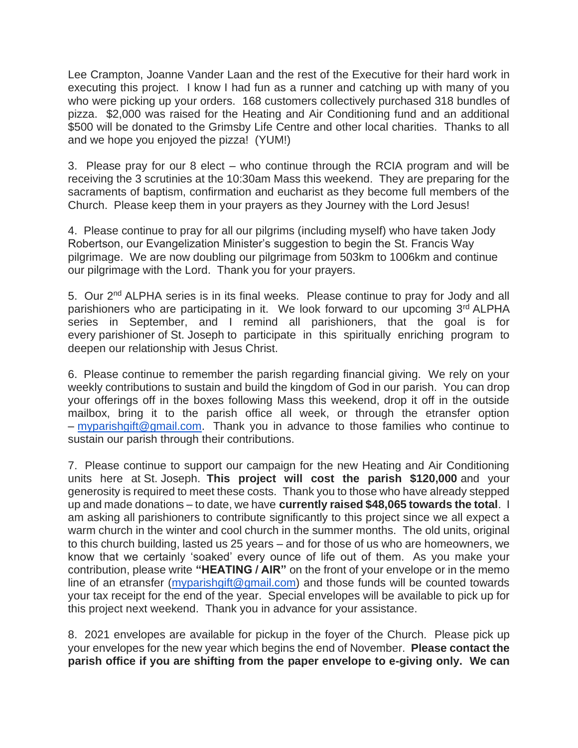Lee Crampton, Joanne Vander Laan and the rest of the Executive for their hard work in executing this project. I know I had fun as a runner and catching up with many of you who were picking up your orders. 168 customers collectively purchased 318 bundles of pizza. $2,000 was raised for the Heating and Air Conditioning fund and an additional $500 will be donated to the Grimsby Life Centre and other local charities. Thanks to all and we hope you enjoyed the pizza! (YUM!)

3. Please pray for our 8 elect – who continue through the RCIA program and will be receiving the 3 scrutinies at the 10:30am Mass this weekend. They are preparing for the sacraments of baptism, confirmation and eucharist as they become full members of the Church. Please keep them in your prayers as they Journey with the Lord Jesus!

4. Please continue to pray for all our pilgrims (including myself) who have taken Jody Robertson, our Evangelization Minister's suggestion to begin the St. Francis Way pilgrimage. We are now doubling our pilgrimage from 503km to 1006km and continue our pilgrimage with the Lord. Thank you for your prayers.

5. Our 2nd ALPHA series is in its final weeks. Please continue to pray for Jody and all parishioners who are participating in it. We look forward to our upcoming 3rd ALPHA series in September, and I remind all parishioners, that the goal is for every parishioner of St. Joseph to participate in this spiritually enriching program to deepen our relationship with Jesus Christ.

6. Please continue to remember the parish regarding financial giving. We rely on your weekly contributions to sustain and build the kingdom of God in our parish. You can drop your offerings off in the boxes following Mass this weekend, drop it off in the outside mailbox, bring it to the parish office all week, or through the etransfer option – myparishgift@gmail.com. Thank you in advance to those families who continue to sustain our parish through their contributions.

7. Please continue to support our campaign for the new Heating and Air Conditioning units here at St. Joseph. **This project will cost the parish $120,000** and your generosity is required to meet these costs. Thank you to those who have already stepped up and made donations – to date, we have **currently raised $48,065 towards the total**. I am asking all parishioners to contribute significantly to this project since we all expect a warm church in the winter and cool church in the summer months. The old units, original to this church building, lasted us 25 years – and for those of us who are homeowners, we know that we certainly 'soaked' every ounce of life out of them. As you make your contribution, please write **"HEATING / AIR"** on the front of your envelope or in the memo line of an etransfer (myparishgift@gmail.com) and those funds will be counted towards your tax receipt for the end of the year. Special envelopes will be available to pick up for this project next weekend. Thank you in advance for your assistance.

8. 2021 envelopes are available for pickup in the foyer of the Church. Please pick up your envelopes for the new year which begins the end of November. **Please contact the parish office if you are shifting from the paper envelope to e-giving only. We can**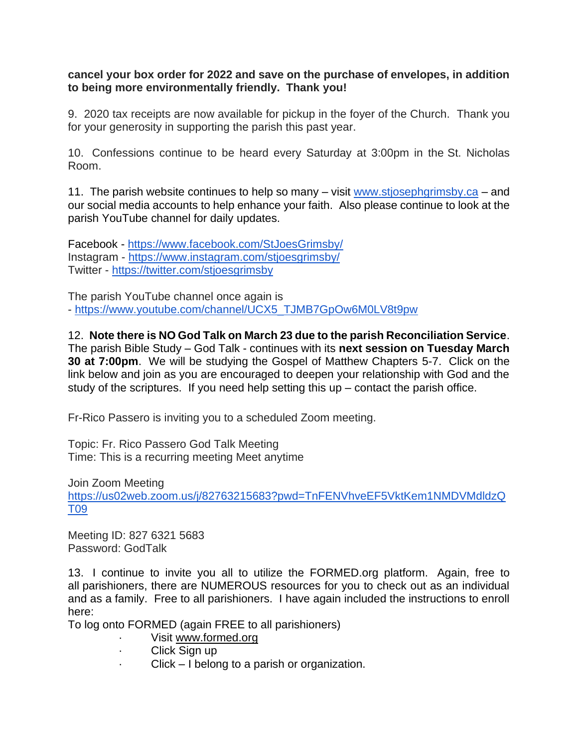**cancel your box order for 2022 and save on the purchase of envelopes, in addition to being more environmentally friendly. Thank you!**

9. 2020 tax receipts are now available for pickup in the foyer of the Church. Thank you for your generosity in supporting the parish this past year.

10. Confessions continue to be heard every Saturday at 3:00pm in the St. Nicholas Room.

11. The parish website continues to help so many – visit www.stjosephgrimsby.ca – and our social media accounts to help enhance your faith. Also please continue to look at the parish YouTube channel for daily updates.

Facebook - https://www.facebook.com/StJoesGrimsby/
Instagram - https://www.instagram.com/stjoesgrimsby/
Twitter - https://twitter.com/stjoesgrimsby

The parish YouTube channel once again is
- https://www.youtube.com/channel/UCX5_TJMB7GpOw6M0LV8t9pw

12. **Note there is NO God Talk on March 23 due to the parish Reconciliation Service**. The parish Bible Study – God Talk - continues with its **next session on Tuesday March 30 at 7:00pm**. We will be studying the Gospel of Matthew Chapters 5-7. Click on the link below and join as you are encouraged to deepen your relationship with God and the study of the scriptures. If you need help setting this up – contact the parish office.

Fr-Rico Passero is inviting you to a scheduled Zoom meeting.

Topic: Fr. Rico Passero God Talk Meeting
Time: This is a recurring meeting Meet anytime

Join Zoom Meeting
https://us02web.zoom.us/j/82763215683?pwd=TnFENVhveEF5VktKem1NMDVMdldzQT09

Meeting ID: 827 6321 5683
Password: GodTalk

13. I continue to invite you all to utilize the FORMED.org platform. Again, free to all parishioners, there are NUMEROUS resources for you to check out as an individual and as a family. Free to all parishioners. I have again included the instructions to enroll here:
To log onto FORMED (again FREE to all parishioners)

- Visit www.formed.org
- Click Sign up
- Click – I belong to a parish or organization.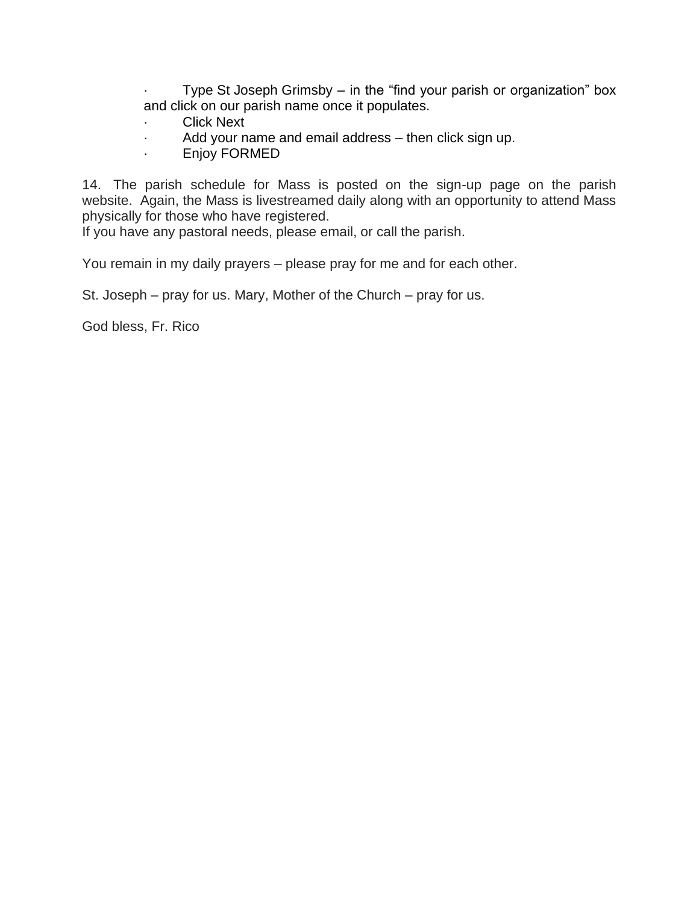- Type St Joseph Grimsby – in the “find your parish or organization” box and click on our parish name once it populates.
- Click Next
- Add your name and email address – then click sign up.
- Enjoy FORMED

14. The parish schedule for Mass is posted on the sign-up page on the parish website. Again, the Mass is livestreamed daily along with an opportunity to attend Mass physically for those who have registered.

If you have any pastoral needs, please email, or call the parish.

You remain in my daily prayers – please pray for me and for each other.

St. Joseph – pray for us. Mary, Mother of the Church – pray for us.

God bless, Fr. Rico